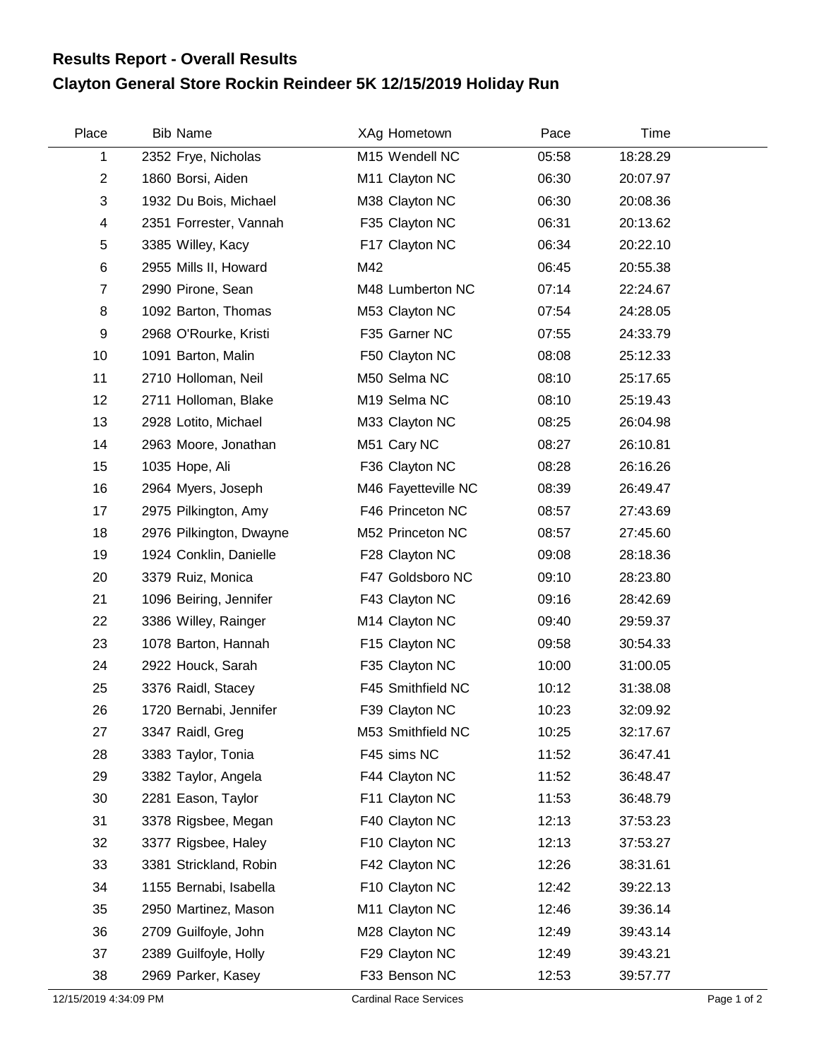# Results Report - Overall Results

## Clayton General Store Rockin Reindeer 5K 12/15/2019 Holiday Run

| Place | Bib | Name | XAg | Hometown | Pace | Time |
|---|---|---|---|---|---|---|
| 1 | 2352 | Frye, Nicholas | M15 | Wendell NC | 05:58 | 18:28.29 |
| 2 | 1860 | Borsi, Aiden | M11 | Clayton NC | 06:30 | 20:07.97 |
| 3 | 1932 | Du Bois, Michael | M38 | Clayton NC | 06:30 | 20:08.36 |
| 4 | 2351 | Forrester, Vannah | F35 | Clayton NC | 06:31 | 20:13.62 |
| 5 | 3385 | Willey, Kacy | F17 | Clayton NC | 06:34 | 20:22.10 |
| 6 | 2955 | Mills II, Howard | M42 | | 06:45 | 20:55.38 |
| 7 | 2990 | Pirone, Sean | M48 | Lumberton NC | 07:14 | 22:24.67 |
| 8 | 1092 | Barton, Thomas | M53 | Clayton NC | 07:54 | 24:28.05 |
| 9 | 2968 | O'Rourke, Kristi | F35 | Garner NC | 07:55 | 24:33.79 |
| 10 | 1091 | Barton, Malin | F50 | Clayton NC | 08:08 | 25:12.33 |
| 11 | 2710 | Holloman, Neil | M50 | Selma NC | 08:10 | 25:17.65 |
| 12 | 2711 | Holloman, Blake | M19 | Selma NC | 08:10 | 25:19.43 |
| 13 | 2928 | Lotito, Michael | M33 | Clayton NC | 08:25 | 26:04.98 |
| 14 | 2963 | Moore, Jonathan | M51 | Cary NC | 08:27 | 26:10.81 |
| 15 | 1035 | Hope, Ali | F36 | Clayton NC | 08:28 | 26:16.26 |
| 16 | 2964 | Myers, Joseph | M46 | Fayetteville NC | 08:39 | 26:49.47 |
| 17 | 2975 | Pilkington, Amy | F46 | Princeton NC | 08:57 | 27:43.69 |
| 18 | 2976 | Pilkington, Dwayne | M52 | Princeton NC | 08:57 | 27:45.60 |
| 19 | 1924 | Conklin, Danielle | F28 | Clayton NC | 09:08 | 28:18.36 |
| 20 | 3379 | Ruiz, Monica | F47 | Goldsboro NC | 09:10 | 28:23.80 |
| 21 | 1096 | Beiring, Jennifer | F43 | Clayton NC | 09:16 | 28:42.69 |
| 22 | 3386 | Willey, Rainger | M14 | Clayton NC | 09:40 | 29:59.37 |
| 23 | 1078 | Barton, Hannah | F15 | Clayton NC | 09:58 | 30:54.33 |
| 24 | 2922 | Houck, Sarah | F35 | Clayton NC | 10:00 | 31:00.05 |
| 25 | 3376 | Raidl, Stacey | F45 | Smithfield NC | 10:12 | 31:38.08 |
| 26 | 1720 | Bernabi, Jennifer | F39 | Clayton NC | 10:23 | 32:09.92 |
| 27 | 3347 | Raidl, Greg | M53 | Smithfield NC | 10:25 | 32:17.67 |
| 28 | 3383 | Taylor, Tonia | F45 | sims NC | 11:52 | 36:47.41 |
| 29 | 3382 | Taylor, Angela | F44 | Clayton NC | 11:52 | 36:48.47 |
| 30 | 2281 | Eason, Taylor | F11 | Clayton NC | 11:53 | 36:48.79 |
| 31 | 3378 | Rigsbee, Megan | F40 | Clayton NC | 12:13 | 37:53.23 |
| 32 | 3377 | Rigsbee, Haley | F10 | Clayton NC | 12:13 | 37:53.27 |
| 33 | 3381 | Strickland, Robin | F42 | Clayton NC | 12:26 | 38:31.61 |
| 34 | 1155 | Bernabi, Isabella | F10 | Clayton NC | 12:42 | 39:22.13 |
| 35 | 2950 | Martinez, Mason | M11 | Clayton NC | 12:46 | 39:36.14 |
| 36 | 2709 | Guilfoyle, John | M28 | Clayton NC | 12:49 | 39:43.14 |
| 37 | 2389 | Guilfoyle, Holly | F29 | Clayton NC | 12:49 | 39:43.21 |
| 38 | 2969 | Parker, Kasey | F33 | Benson NC | 12:53 | 39:57.77 |

12/15/2019 4:34:09 PM — Cardinal Race Services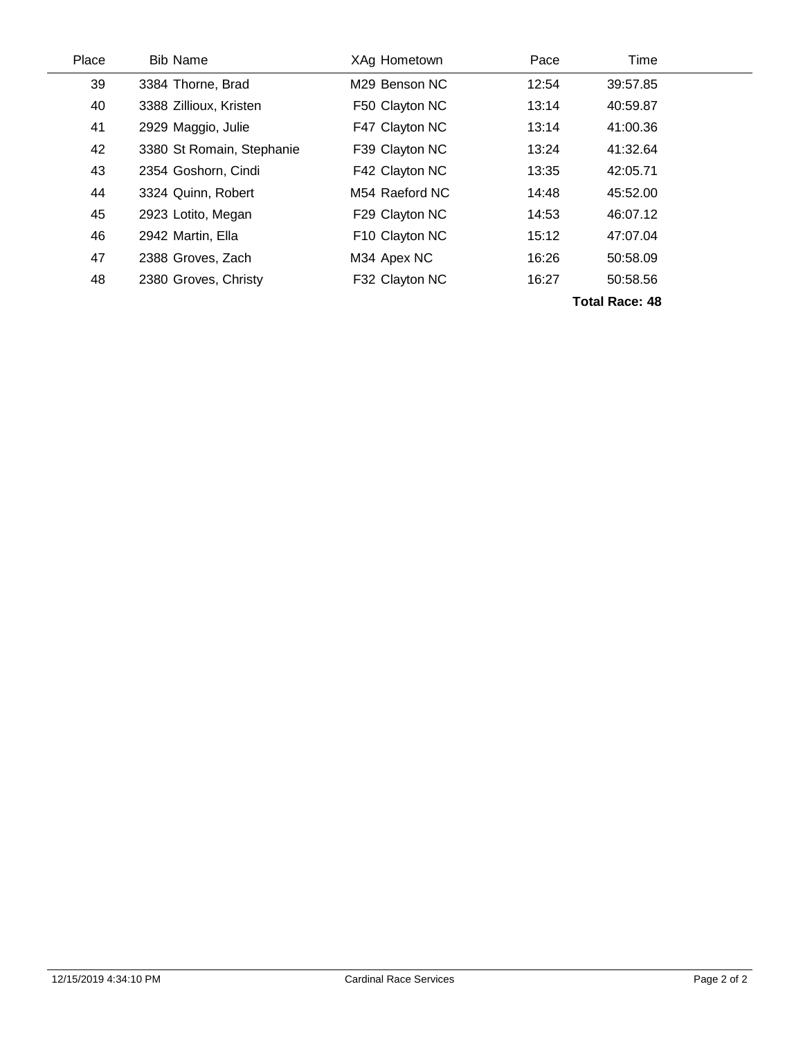| Place | Bib | Name | XAg | Hometown | Pace | Time |
|---|---|---|---|---|---|---|
| 39 | 3384 | Thorne, Brad | M29 | Benson NC | 12:54 | 39:57.85 |
| 40 | 3388 | Zillioux, Kristen | F50 | Clayton NC | 13:14 | 40:59.87 |
| 41 | 2929 | Maggio, Julie | F47 | Clayton NC | 13:14 | 41:00.36 |
| 42 | 3380 | St Romain, Stephanie | F39 | Clayton NC | 13:24 | 41:32.64 |
| 43 | 2354 | Goshorn, Cindi | F42 | Clayton NC | 13:35 | 42:05.71 |
| 44 | 3324 | Quinn, Robert | M54 | Raeford NC | 14:48 | 45:52.00 |
| 45 | 2923 | Lotito, Megan | F29 | Clayton NC | 14:53 | 46:07.12 |
| 46 | 2942 | Martin, Ella | F10 | Clayton NC | 15:12 | 47:07.04 |
| 47 | 2388 | Groves, Zach | M34 | Apex NC | 16:26 | 50:58.09 |
| 48 | 2380 | Groves, Christy | F32 | Clayton NC | 16:27 | 50:58.56 |

**Total Race: 48**

12/15/2019 4:34:10 PM — Cardinal Race Services